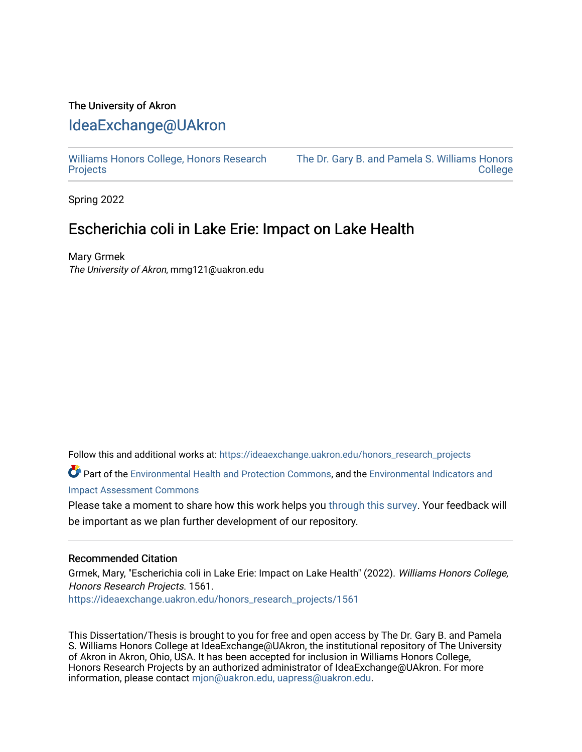The University of Akron

# IdeaExchange@UAkron

Williams Honors College, Honors Research Projects

The Dr. Gary B. and Pamela S. Williams Honors College

Spring 2022

## Escherichia coli in Lake Erie: Impact on Lake Health

Mary Grmek

*The University of Akron*, mmg121@uakron.edu

Follow this and additional works at: https://ideaexchange.uakron.edu/honors_research_projects

Part of the Environmental Health and Protection Commons, and the Environmental Indicators and Impact Assessment Commons

Please take a moment to share how this work helps you through this survey. Your feedback will be important as we plan further development of our repository.

### Recommended Citation

Grmek, Mary, "Escherichia coli in Lake Erie: Impact on Lake Health" (2022). *Williams Honors College, Honors Research Projects*. 1561.

https://ideaexchange.uakron.edu/honors_research_projects/1561

This Dissertation/Thesis is brought to you for free and open access by The Dr. Gary B. and Pamela S. Williams Honors College at IdeaExchange@UAkron, the institutional repository of The University of Akron in Akron, Ohio, USA. It has been accepted for inclusion in Williams Honors College, Honors Research Projects by an authorized administrator of IdeaExchange@UAkron. For more information, please contact mjon@uakron.edu, uapress@uakron.edu.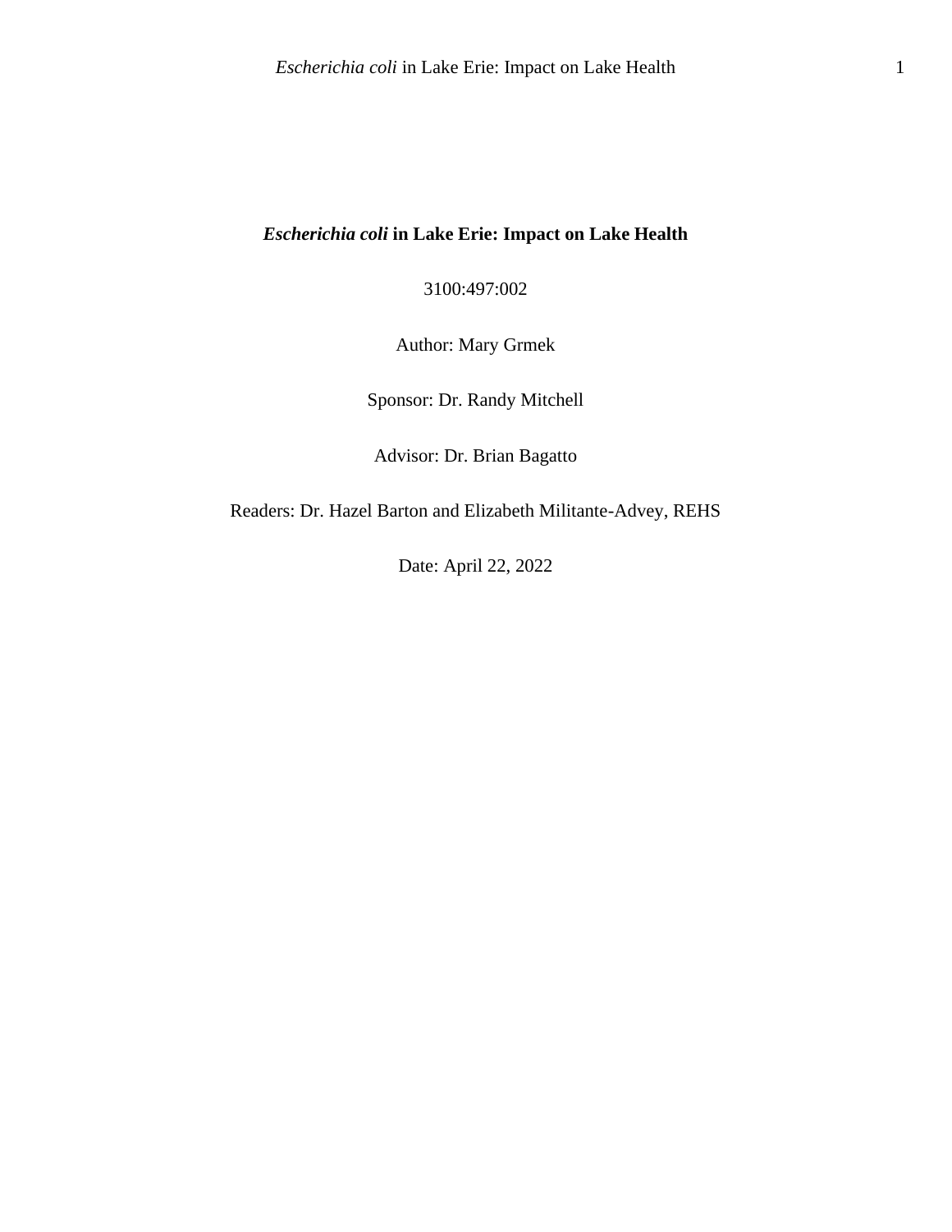# ***Escherichia coli* in Lake Erie: Impact on Lake Health**

3100:497:002

Author: Mary Grmek

Sponsor: Dr. Randy Mitchell

Advisor: Dr. Brian Bagatto

Readers: Dr. Hazel Barton and Elizabeth Militante-Advey, REHS

Date: April 22, 2022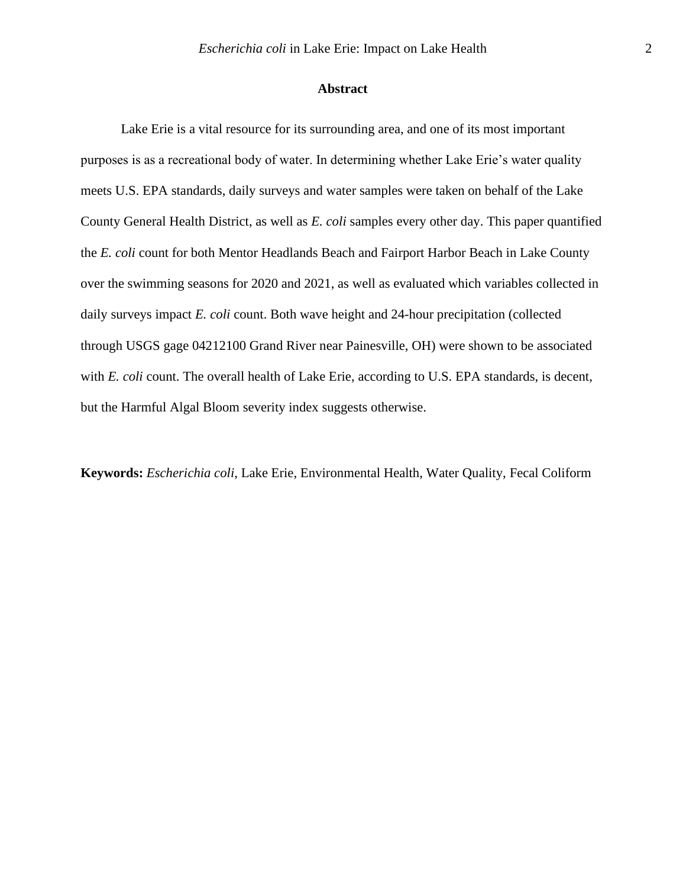## Abstract

Lake Erie is a vital resource for its surrounding area, and one of its most important purposes is as a recreational body of water. In determining whether Lake Erie's water quality meets U.S. EPA standards, daily surveys and water samples were taken on behalf of the Lake County General Health District, as well as *E. coli* samples every other day. This paper quantified the *E. coli* count for both Mentor Headlands Beach and Fairport Harbor Beach in Lake County over the swimming seasons for 2020 and 2021, as well as evaluated which variables collected in daily surveys impact *E. coli* count. Both wave height and 24-hour precipitation (collected through USGS gage 04212100 Grand River near Painesville, OH) were shown to be associated with *E. coli* count. The overall health of Lake Erie, according to U.S. EPA standards, is decent, but the Harmful Algal Bloom severity index suggests otherwise.

**Keywords:** *Escherichia coli*, Lake Erie, Environmental Health, Water Quality, Fecal Coliform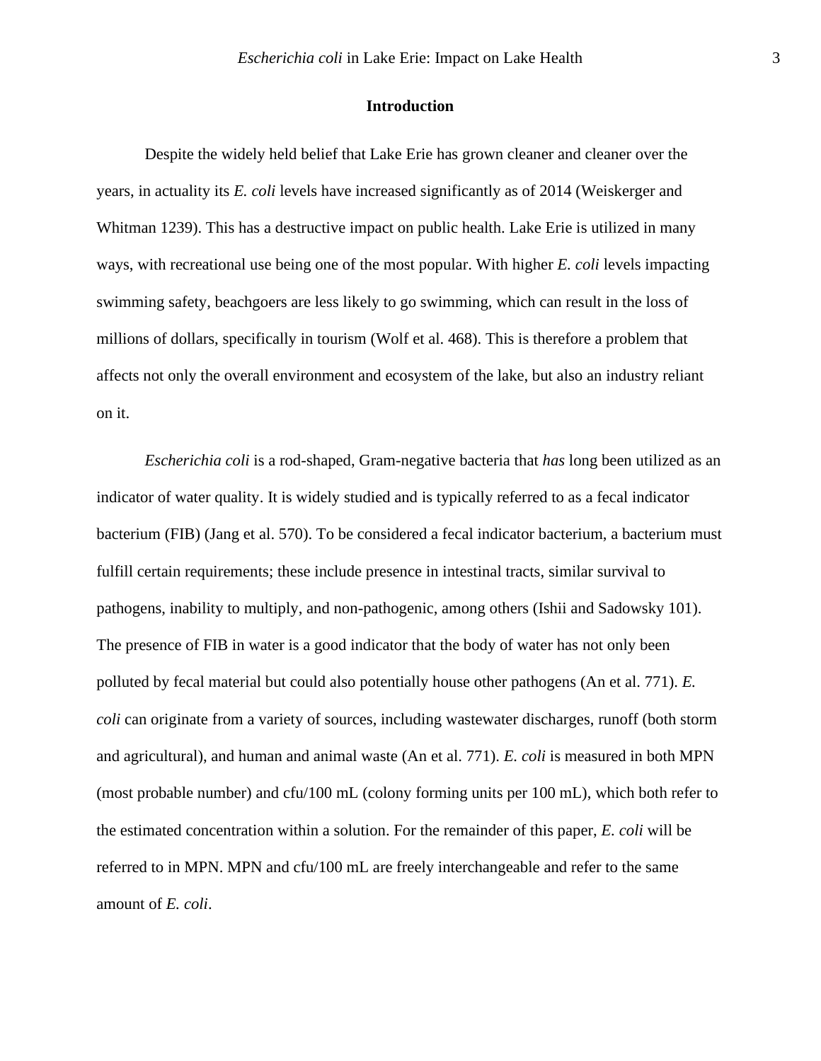## Introduction

Despite the widely held belief that Lake Erie has grown cleaner and cleaner over the years, in actuality its *E. coli* levels have increased significantly as of 2014 (Weiskerger and Whitman 1239). This has a destructive impact on public health. Lake Erie is utilized in many ways, with recreational use being one of the most popular. With higher *E. coli* levels impacting swimming safety, beachgoers are less likely to go swimming, which can result in the loss of millions of dollars, specifically in tourism (Wolf et al. 468). This is therefore a problem that affects not only the overall environment and ecosystem of the lake, but also an industry reliant on it.

*Escherichia coli* is a rod-shaped, Gram-negative bacteria that *has* long been utilized as an indicator of water quality. It is widely studied and is typically referred to as a fecal indicator bacterium (FIB) (Jang et al. 570). To be considered a fecal indicator bacterium, a bacterium must fulfill certain requirements; these include presence in intestinal tracts, similar survival to pathogens, inability to multiply, and non-pathogenic, among others (Ishii and Sadowsky 101). The presence of FIB in water is a good indicator that the body of water has not only been polluted by fecal material but could also potentially house other pathogens (An et al. 771). *E. coli* can originate from a variety of sources, including wastewater discharges, runoff (both storm and agricultural), and human and animal waste (An et al. 771). *E. coli* is measured in both MPN (most probable number) and cfu/100 mL (colony forming units per 100 mL), which both refer to the estimated concentration within a solution. For the remainder of this paper, *E. coli* will be referred to in MPN. MPN and cfu/100 mL are freely interchangeable and refer to the same amount of *E. coli*.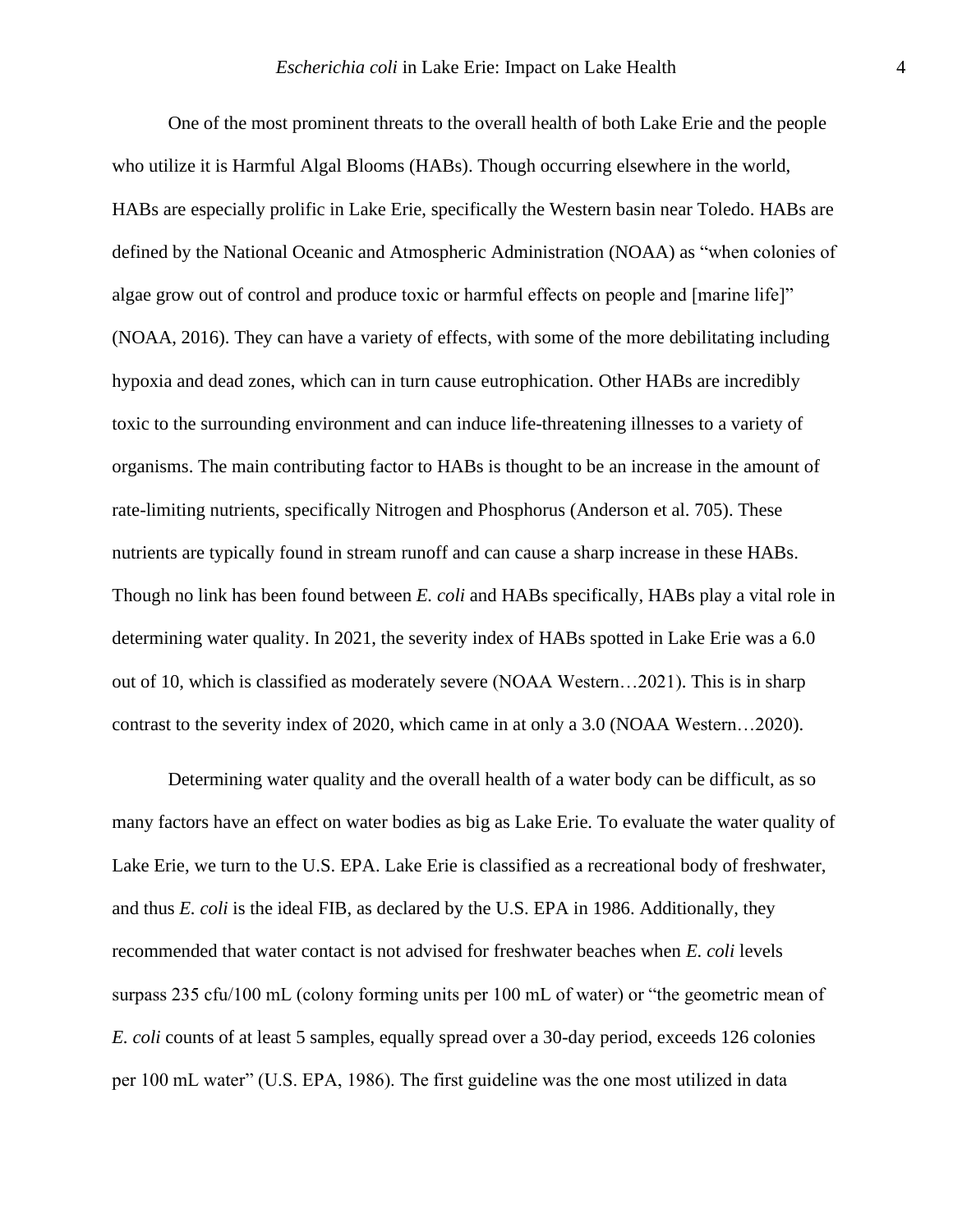One of the most prominent threats to the overall health of both Lake Erie and the people who utilize it is Harmful Algal Blooms (HABs). Though occurring elsewhere in the world, HABs are especially prolific in Lake Erie, specifically the Western basin near Toledo. HABs are defined by the National Oceanic and Atmospheric Administration (NOAA) as "when colonies of algae grow out of control and produce toxic or harmful effects on people and [marine life]" (NOAA, 2016). They can have a variety of effects, with some of the more debilitating including hypoxia and dead zones, which can in turn cause eutrophication. Other HABs are incredibly toxic to the surrounding environment and can induce life-threatening illnesses to a variety of organisms. The main contributing factor to HABs is thought to be an increase in the amount of rate-limiting nutrients, specifically Nitrogen and Phosphorus (Anderson et al. 705). These nutrients are typically found in stream runoff and can cause a sharp increase in these HABs. Though no link has been found between *E. coli* and HABs specifically, HABs play a vital role in determining water quality. In 2021, the severity index of HABs spotted in Lake Erie was a 6.0 out of 10, which is classified as moderately severe (NOAA Western…2021). This is in sharp contrast to the severity index of 2020, which came in at only a 3.0 (NOAA Western…2020).

Determining water quality and the overall health of a water body can be difficult, as so many factors have an effect on water bodies as big as Lake Erie. To evaluate the water quality of Lake Erie, we turn to the U.S. EPA. Lake Erie is classified as a recreational body of freshwater, and thus *E. coli* is the ideal FIB, as declared by the U.S. EPA in 1986. Additionally, they recommended that water contact is not advised for freshwater beaches when *E. coli* levels surpass 235 cfu/100 mL (colony forming units per 100 mL of water) or "the geometric mean of *E. coli* counts of at least 5 samples, equally spread over a 30-day period, exceeds 126 colonies per 100 mL water" (U.S. EPA, 1986). The first guideline was the one most utilized in data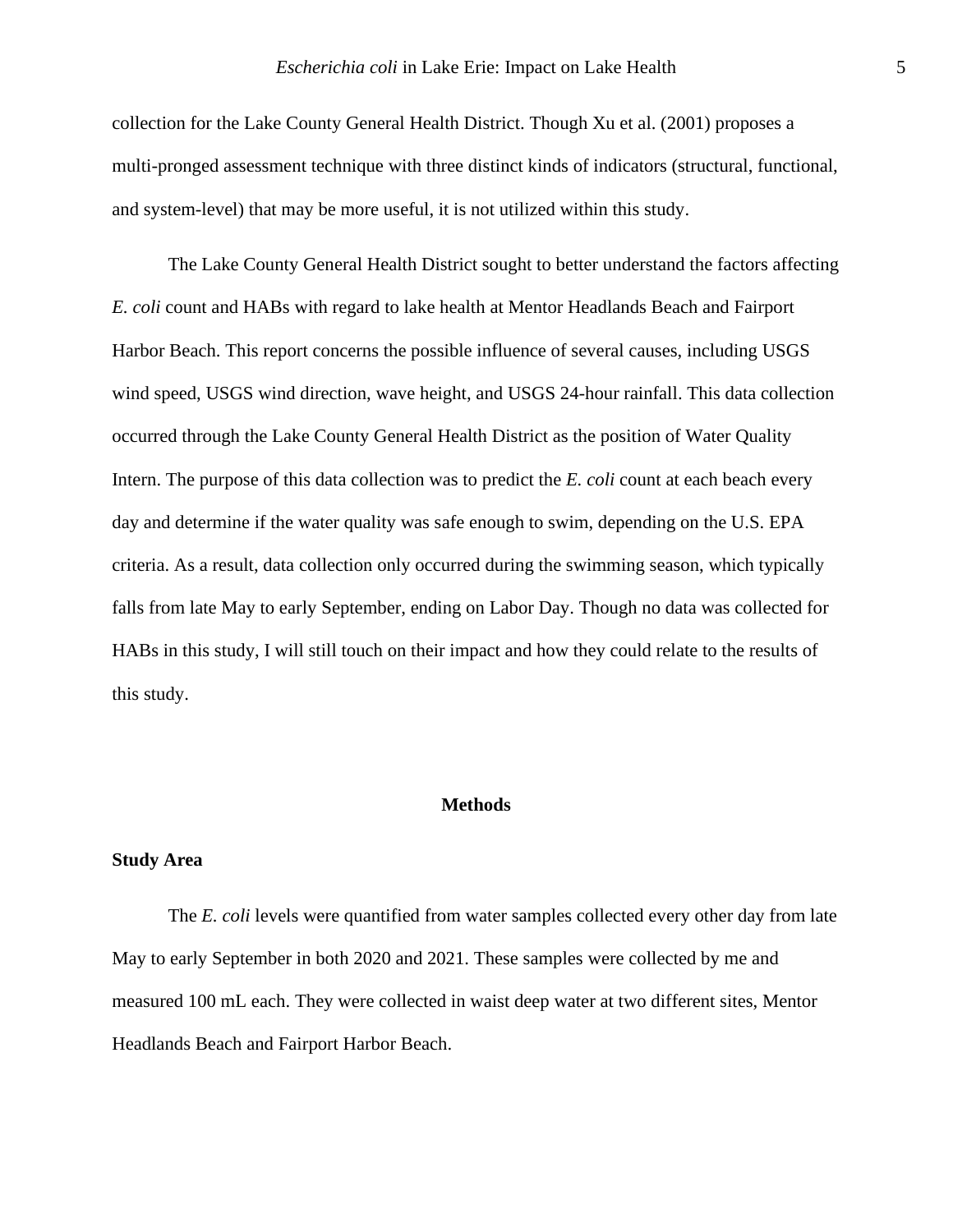collection for the Lake County General Health District. Though Xu et al. (2001) proposes a multi-pronged assessment technique with three distinct kinds of indicators (structural, functional, and system-level) that may be more useful, it is not utilized within this study.

The Lake County General Health District sought to better understand the factors affecting *E. coli* count and HABs with regard to lake health at Mentor Headlands Beach and Fairport Harbor Beach. This report concerns the possible influence of several causes, including USGS wind speed, USGS wind direction, wave height, and USGS 24-hour rainfall. This data collection occurred through the Lake County General Health District as the position of Water Quality Intern. The purpose of this data collection was to predict the *E. coli* count at each beach every day and determine if the water quality was safe enough to swim, depending on the U.S. EPA criteria. As a result, data collection only occurred during the swimming season, which typically falls from late May to early September, ending on Labor Day. Though no data was collected for HABs in this study, I will still touch on their impact and how they could relate to the results of this study.

## Methods

### Study Area

The *E. coli* levels were quantified from water samples collected every other day from late May to early September in both 2020 and 2021. These samples were collected by me and measured 100 mL each. They were collected in waist deep water at two different sites, Mentor Headlands Beach and Fairport Harbor Beach.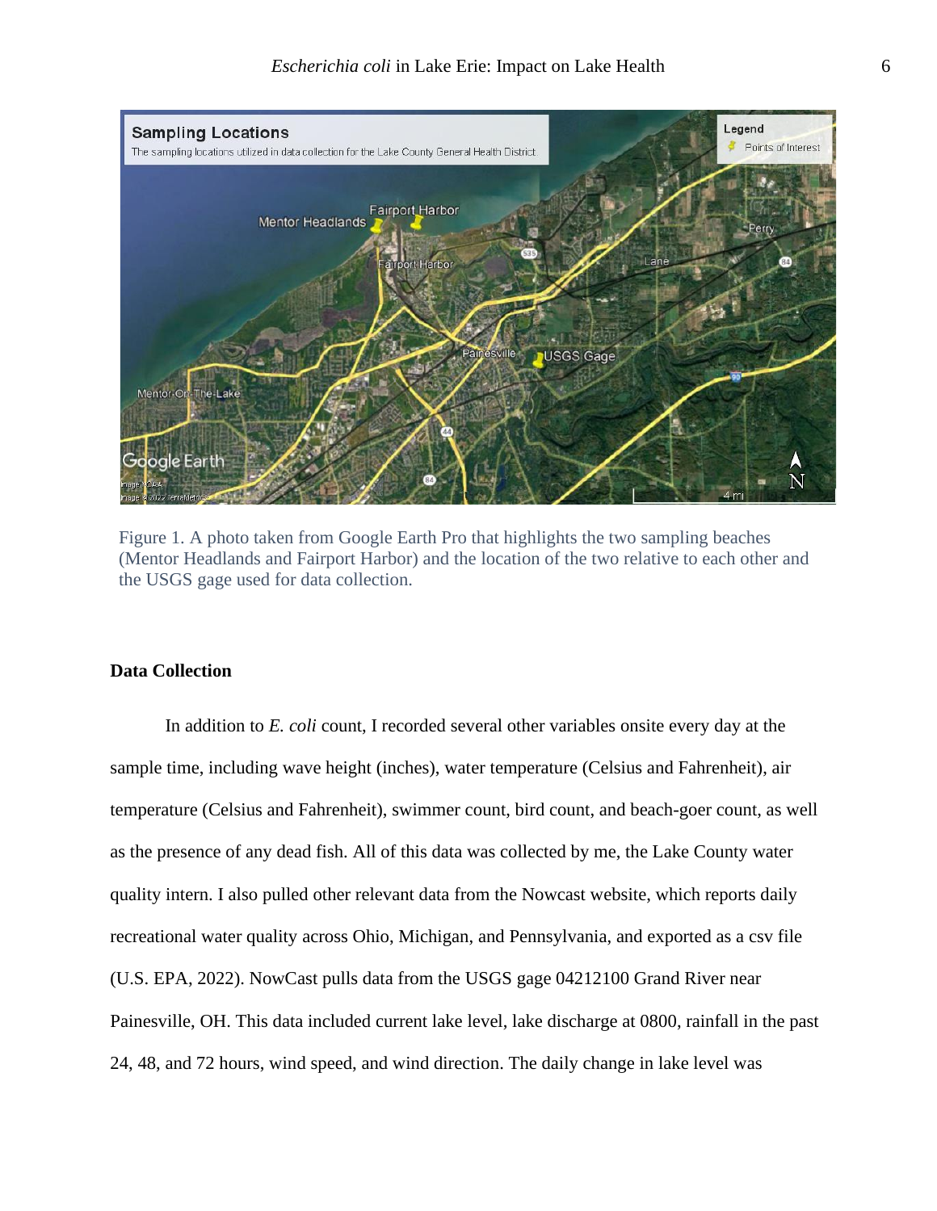Figure 1. A photo taken from Google Earth Pro that highlights the two sampling beaches (Mentor Headlands and Fairport Harbor) and the location of the two relative to each other and the USGS gage used for data collection.

**Data Collection**

In addition to *E. coli* count, I recorded several other variables onsite every day at the sample time, including wave height (inches), water temperature (Celsius and Fahrenheit), air temperature (Celsius and Fahrenheit), swimmer count, bird count, and beach-goer count, as well as the presence of any dead fish. All of this data was collected by me, the Lake County water quality intern. I also pulled other relevant data from the Nowcast website, which reports daily recreational water quality across Ohio, Michigan, and Pennsylvania, and exported as a csv file (U.S. EPA, 2022). NowCast pulls data from the USGS gage 04212100 Grand River near Painesville, OH. This data included current lake level, lake discharge at 0800, rainfall in the past 24, 48, and 72 hours, wind speed, and wind direction. The daily change in lake level was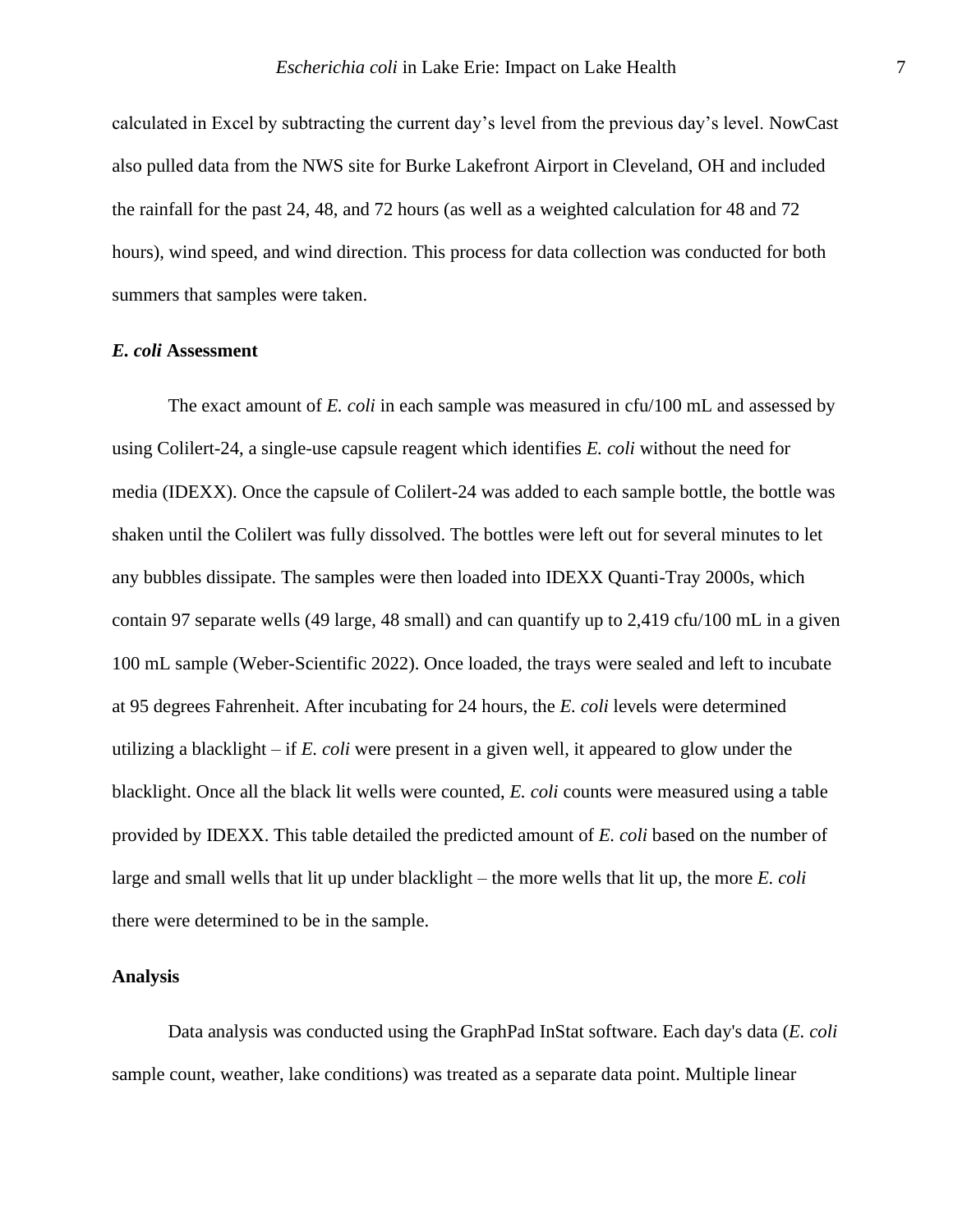calculated in Excel by subtracting the current day's level from the previous day's level. NowCast also pulled data from the NWS site for Burke Lakefront Airport in Cleveland, OH and included the rainfall for the past 24, 48, and 72 hours (as well as a weighted calculation for 48 and 72 hours), wind speed, and wind direction. This process for data collection was conducted for both summers that samples were taken.

### *E. coli* Assessment

The exact amount of *E. coli* in each sample was measured in cfu/100 mL and assessed by using Colilert-24, a single-use capsule reagent which identifies *E. coli* without the need for media (IDEXX). Once the capsule of Colilert-24 was added to each sample bottle, the bottle was shaken until the Colilert was fully dissolved. The bottles were left out for several minutes to let any bubbles dissipate. The samples were then loaded into IDEXX Quanti-Tray 2000s, which contain 97 separate wells (49 large, 48 small) and can quantify up to 2,419 cfu/100 mL in a given 100 mL sample (Weber-Scientific 2022). Once loaded, the trays were sealed and left to incubate at 95 degrees Fahrenheit. After incubating for 24 hours, the *E. coli* levels were determined utilizing a blacklight – if *E. coli* were present in a given well, it appeared to glow under the blacklight. Once all the black lit wells were counted, *E. coli* counts were measured using a table provided by IDEXX. This table detailed the predicted amount of *E. coli* based on the number of large and small wells that lit up under blacklight – the more wells that lit up, the more *E. coli* there were determined to be in the sample.

### Analysis

Data analysis was conducted using the GraphPad InStat software. Each day's data (*E. coli* sample count, weather, lake conditions) was treated as a separate data point. Multiple linear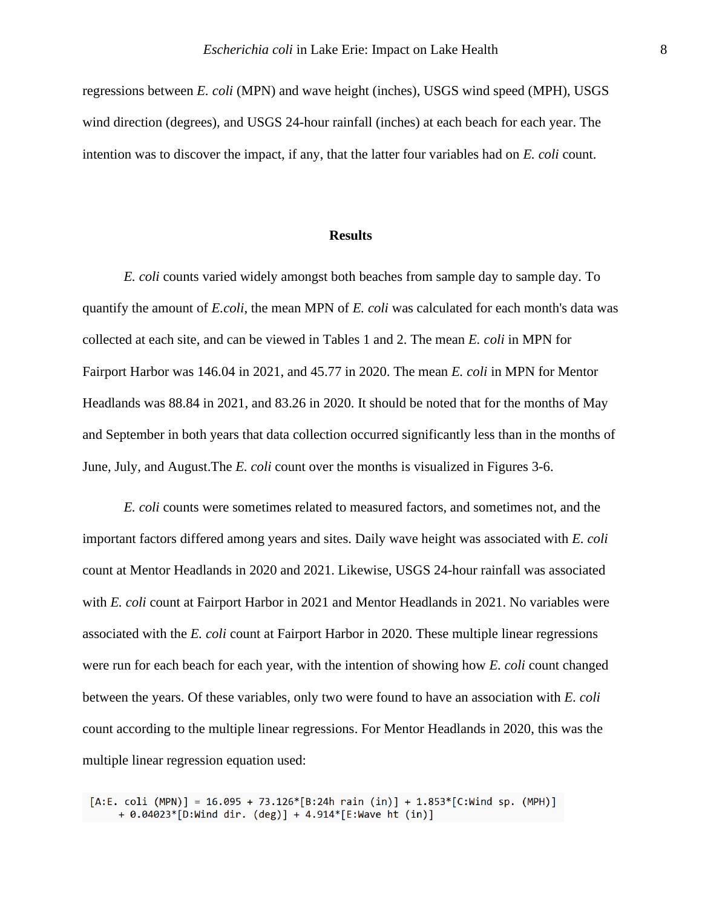regressions between *E. coli* (MPN) and wave height (inches), USGS wind speed (MPH), USGS wind direction (degrees), and USGS 24-hour rainfall (inches) at each beach for each year. The intention was to discover the impact, if any, that the latter four variables had on *E. coli* count.

## Results

*E. coli* counts varied widely amongst both beaches from sample day to sample day. To quantify the amount of *E.coli*, the mean MPN of *E. coli* was calculated for each month's data was collected at each site, and can be viewed in Tables 1 and 2. The mean *E. coli* in MPN for Fairport Harbor was 146.04 in 2021, and 45.77 in 2020. The mean *E. coli* in MPN for Mentor Headlands was 88.84 in 2021, and 83.26 in 2020. It should be noted that for the months of May and September in both years that data collection occurred significantly less than in the months of June, July, and August.The *E. coli* count over the months is visualized in Figures 3-6.

*E. coli* counts were sometimes related to measured factors, and sometimes not, and the important factors differed among years and sites. Daily wave height was associated with *E. coli* count at Mentor Headlands in 2020 and 2021. Likewise, USGS 24-hour rainfall was associated with *E. coli* count at Fairport Harbor in 2021 and Mentor Headlands in 2021. No variables were associated with the *E. coli* count at Fairport Harbor in 2020. These multiple linear regressions were run for each beach for each year, with the intention of showing how *E. coli* count changed between the years. Of these variables, only two were found to have an association with *E. coli* count according to the multiple linear regressions. For Mentor Headlands in 2020, this was the multiple linear regression equation used:

```
[A:E. coli (MPN)] = 16.095 + 73.126*[B:24h rain (in)] + 1.853*[C:Wind sp. (MPH)]
     + 0.04023*[D:Wind dir. (deg)] + 4.914*[E:Wave ht (in)]
```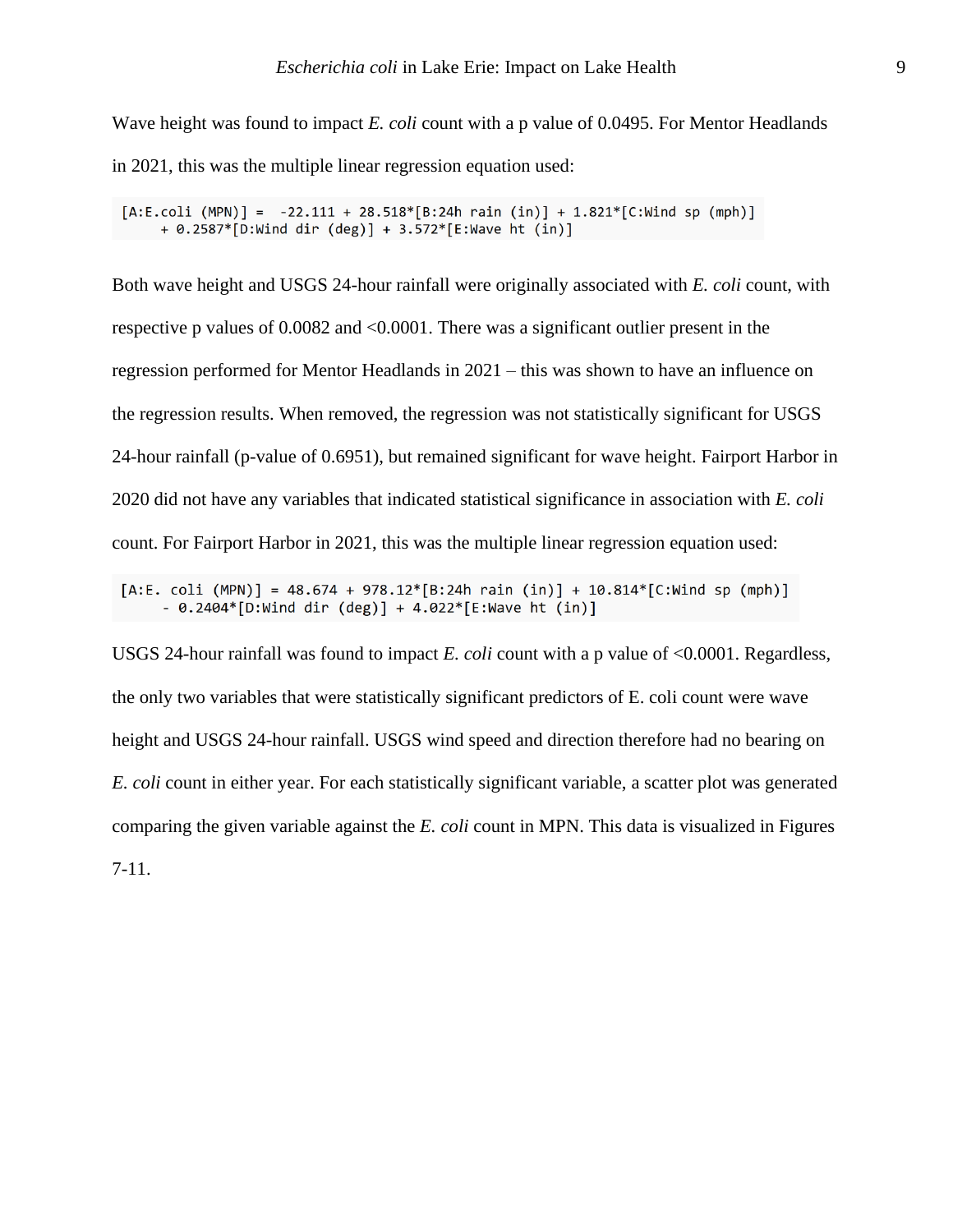Wave height was found to impact *E. coli* count with a p value of 0.0495. For Mentor Headlands in 2021, this was the multiple linear regression equation used:

```
[A:E.coli (MPN)] =  -22.111 + 28.518*[B:24h rain (in)] + 1.821*[C:Wind sp (mph)]
     + 0.2587*[D:Wind dir (deg)] + 3.572*[E:Wave ht (in)]
```

Both wave height and USGS 24-hour rainfall were originally associated with *E. coli* count, with respective p values of 0.0082 and <0.0001. There was a significant outlier present in the regression performed for Mentor Headlands in 2021 – this was shown to have an influence on the regression results. When removed, the regression was not statistically significant for USGS 24-hour rainfall (p-value of 0.6951), but remained significant for wave height. Fairport Harbor in 2020 did not have any variables that indicated statistical significance in association with *E. coli* count. For Fairport Harbor in 2021, this was the multiple linear regression equation used:

```
[A:E. coli (MPN)] = 48.674 + 978.12*[B:24h rain (in)] + 10.814*[C:Wind sp (mph)]
     - 0.2404*[D:Wind dir (deg)] + 4.022*[E:Wave ht (in)]
```

USGS 24-hour rainfall was found to impact *E. coli* count with a p value of <0.0001. Regardless, the only two variables that were statistically significant predictors of E. coli count were wave height and USGS 24-hour rainfall. USGS wind speed and direction therefore had no bearing on *E. coli* count in either year. For each statistically significant variable, a scatter plot was generated comparing the given variable against the *E. coli* count in MPN. This data is visualized in Figures 7-11.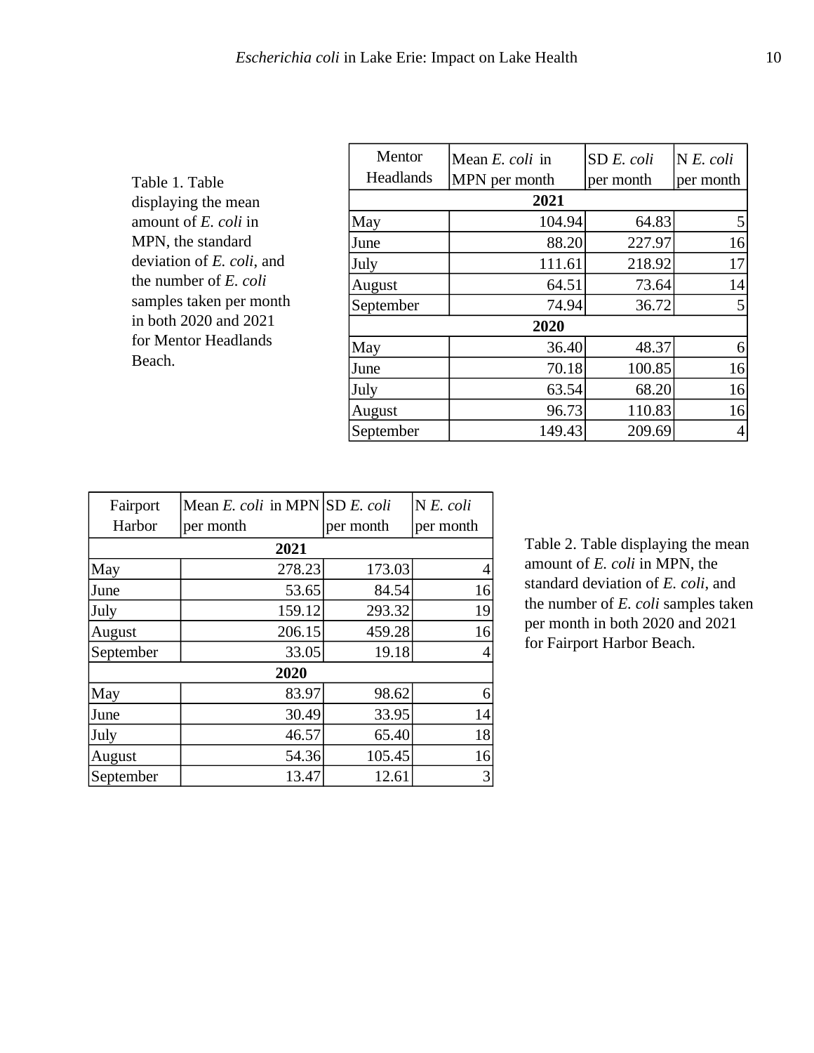Table 1. Table displaying the mean amount of *E. coli* in MPN, the standard deviation of *E. coli*, and the number of *E. coli* samples taken per month in both 2020 and 2021 for Mentor Headlands Beach.

| Mentor Headlands | Mean *E. coli* in MPN per month | SD *E. coli* per month | N *E. coli* per month |
|---|---|---|---|
| **2021** | | | |
| May | 104.94 | 64.83 | 5 |
| June | 88.20 | 227.97 | 16 |
| July | 111.61 | 218.92 | 17 |
| August | 64.51 | 73.64 | 14 |
| September | 74.94 | 36.72 | 5 |
| **2020** | | | |
| May | 36.40 | 48.37 | 6 |
| June | 70.18 | 100.85 | 16 |
| July | 63.54 | 68.20 | 16 |
| August | 96.73 | 110.83 | 16 |
| September | 149.43 | 209.69 | 4 |

| Fairport Harbor | Mean *E. coli* in MPN per month | SD *E. coli* per month | N *E. coli* per month |
|---|---|---|---|
| **2021** | | | |
| May | 278.23 | 173.03 | 4 |
| June | 53.65 | 84.54 | 16 |
| July | 159.12 | 293.32 | 19 |
| August | 206.15 | 459.28 | 16 |
| September | 33.05 | 19.18 | 4 |
| **2020** | | | |
| May | 83.97 | 98.62 | 6 |
| June | 30.49 | 33.95 | 14 |
| July | 46.57 | 65.40 | 18 |
| August | 54.36 | 105.45 | 16 |
| September | 13.47 | 12.61 | 3 |

Table 2. Table displaying the mean amount of *E. coli* in MPN, the standard deviation of *E. coli*, and the number of *E. coli* samples taken per month in both 2020 and 2021 for Fairport Harbor Beach.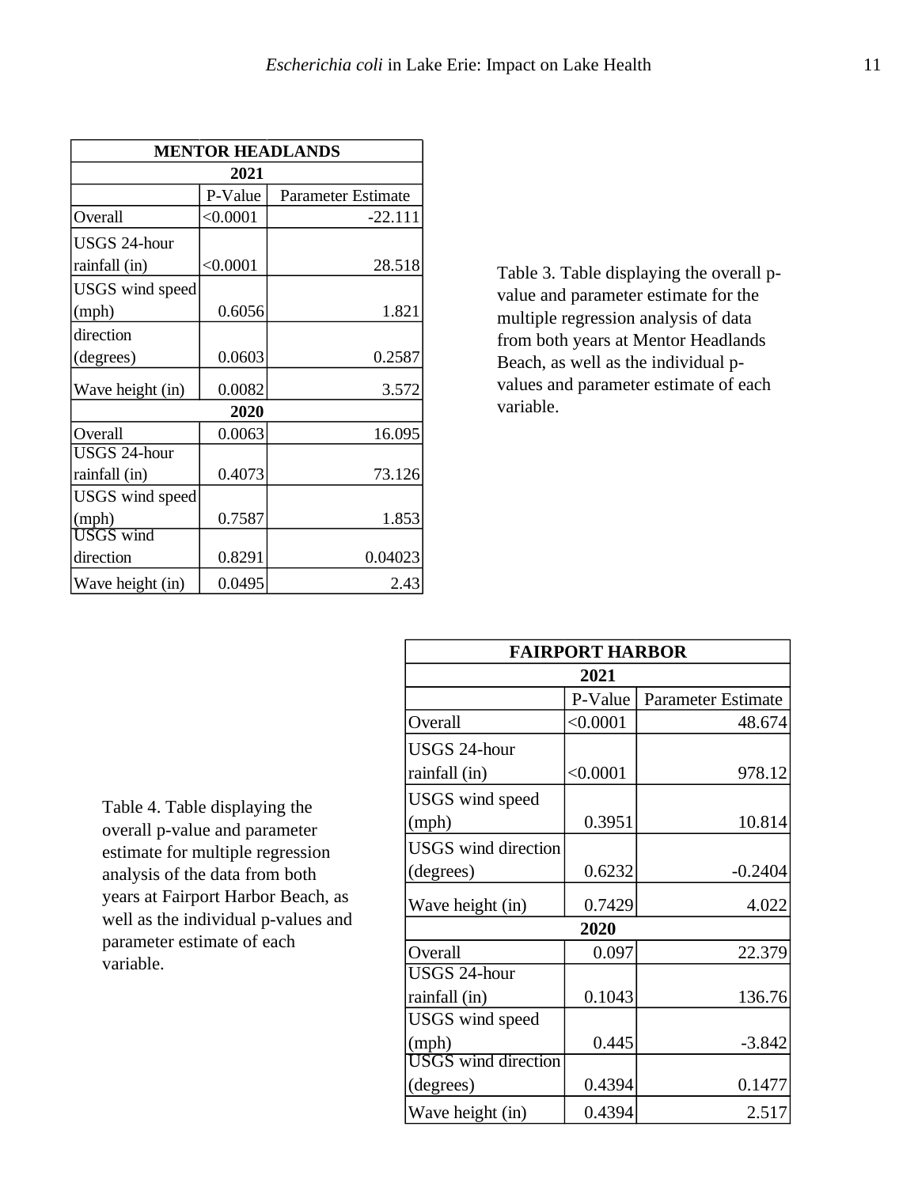| MENTOR HEADLANDS | | |
|---|---|---|
| **2021** | | |
| | P-Value | Parameter Estimate |
| Overall | <0.0001 | -22.111 |
| USGS 24-hour rainfall (in) | <0.0001 | 28.518 |
| USGS wind speed (mph) | 0.6056 | 1.821 |
| direction (degrees) | 0.0603 | 0.2587 |
| Wave height (in) | 0.0082 | 3.572 |
| **2020** | | |
| Overall | 0.0063 | 16.095 |
| USGS 24-hour rainfall (in) | 0.4073 | 73.126 |
| USGS wind speed (mph) | 0.7587 | 1.853 |
| USGS wind direction | 0.8291 | 0.04023 |
| Wave height (in) | 0.0495 | 2.43 |

Table 3. Table displaying the overall p-value and parameter estimate for the multiple regression analysis of data from both years at Mentor Headlands Beach, as well as the individual p-values and parameter estimate of each variable.

| FAIRPORT HARBOR | | |
|---|---|---|
| **2021** | | |
| | P-Value | Parameter Estimate |
| Overall | <0.0001 | 48.674 |
| USGS 24-hour rainfall (in) | <0.0001 | 978.12 |
| USGS wind speed (mph) | 0.3951 | 10.814 |
| USGS wind direction (degrees) | 0.6232 | -0.2404 |
| Wave height (in) | 0.7429 | 4.022 |
| **2020** | | |
| Overall | 0.097 | 22.379 |
| USGS 24-hour rainfall (in) | 0.1043 | 136.76 |
| USGS wind speed (mph) | 0.445 | -3.842 |
| USGS wind direction (degrees) | 0.4394 | 0.1477 |
| Wave height (in) | 0.4394 | 2.517 |

Table 4. Table displaying the overall p-value and parameter estimate for multiple regression analysis of the data from both years at Fairport Harbor Beach, as well as the individual p-values and parameter estimate of each variable.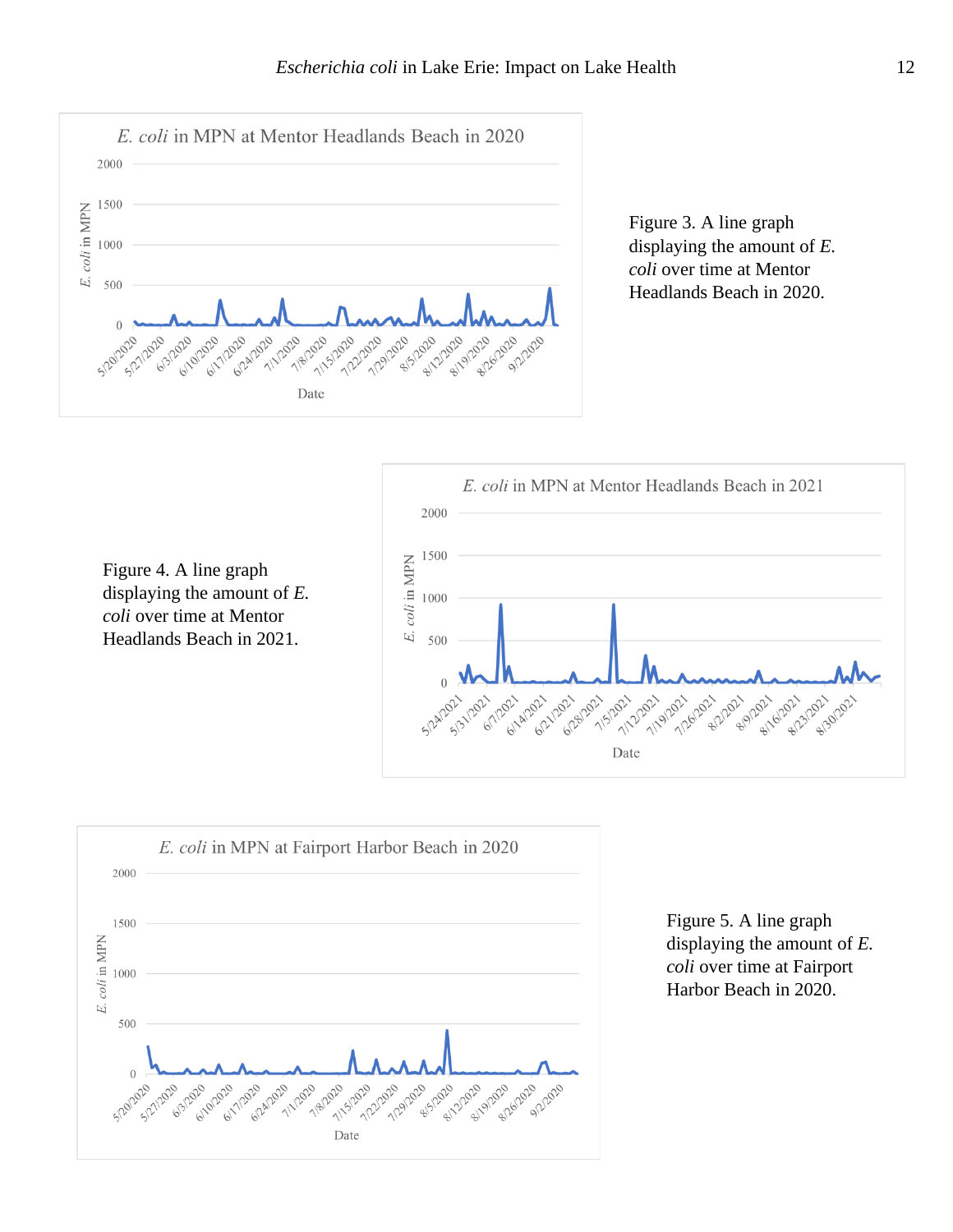Figure 3. A line graph displaying the amount of *E. coli* over time at Mentor Headlands Beach in 2020.

Figure 4. A line graph displaying the amount of *E. coli* over time at Mentor Headlands Beach in 2021.

Figure 5. A line graph displaying the amount of *E. coli* over time at Fairport Harbor Beach in 2020.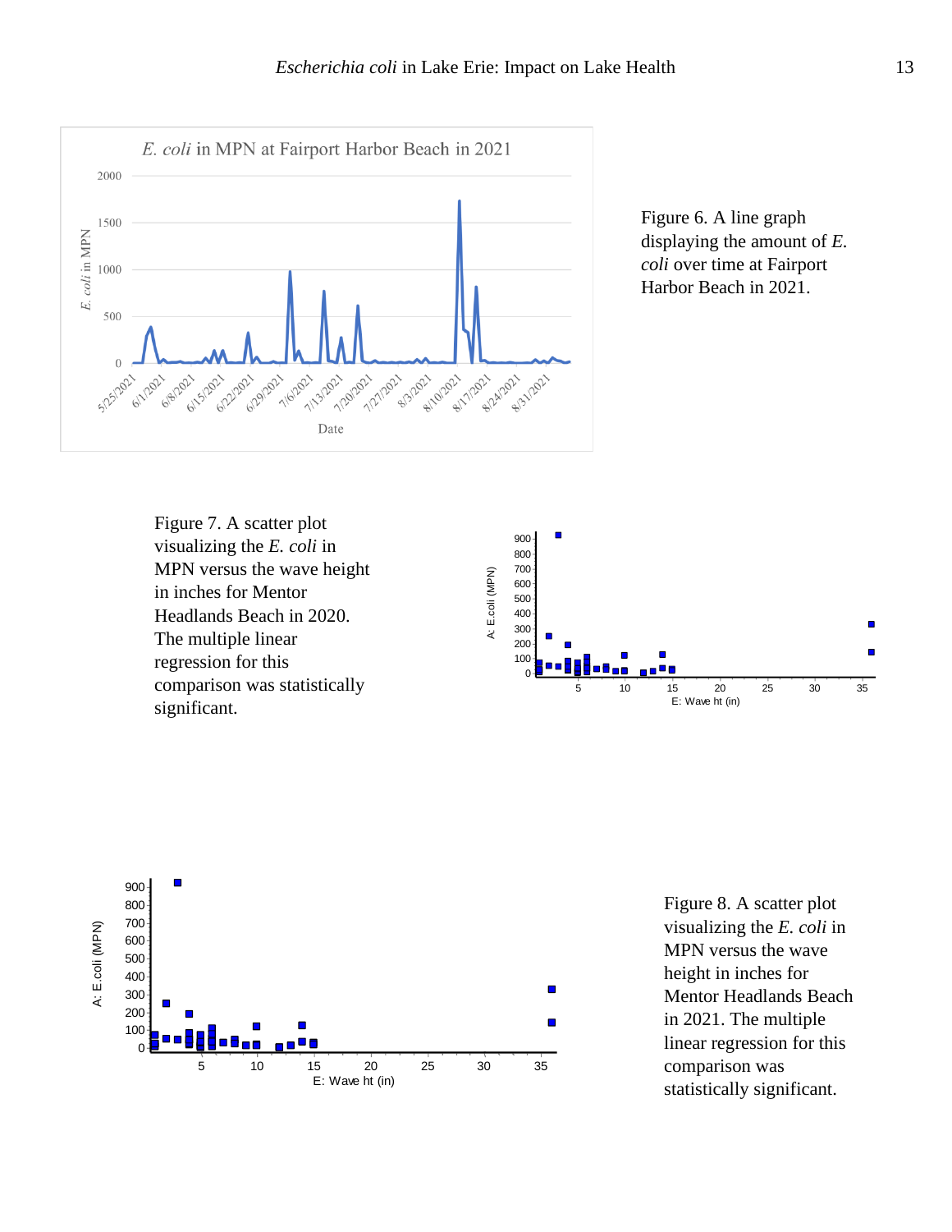Figure 6. A line graph displaying the amount of *E. coli* over time at Fairport Harbor Beach in 2021.

Figure 7. A scatter plot visualizing the *E. coli* in MPN versus the wave height in inches for Mentor Headlands Beach in 2020. The multiple linear regression for this comparison was statistically significant.

Figure 8. A scatter plot visualizing the *E. coli* in MPN versus the wave height in inches for Mentor Headlands Beach in 2021. The multiple linear regression for this comparison was statistically significant.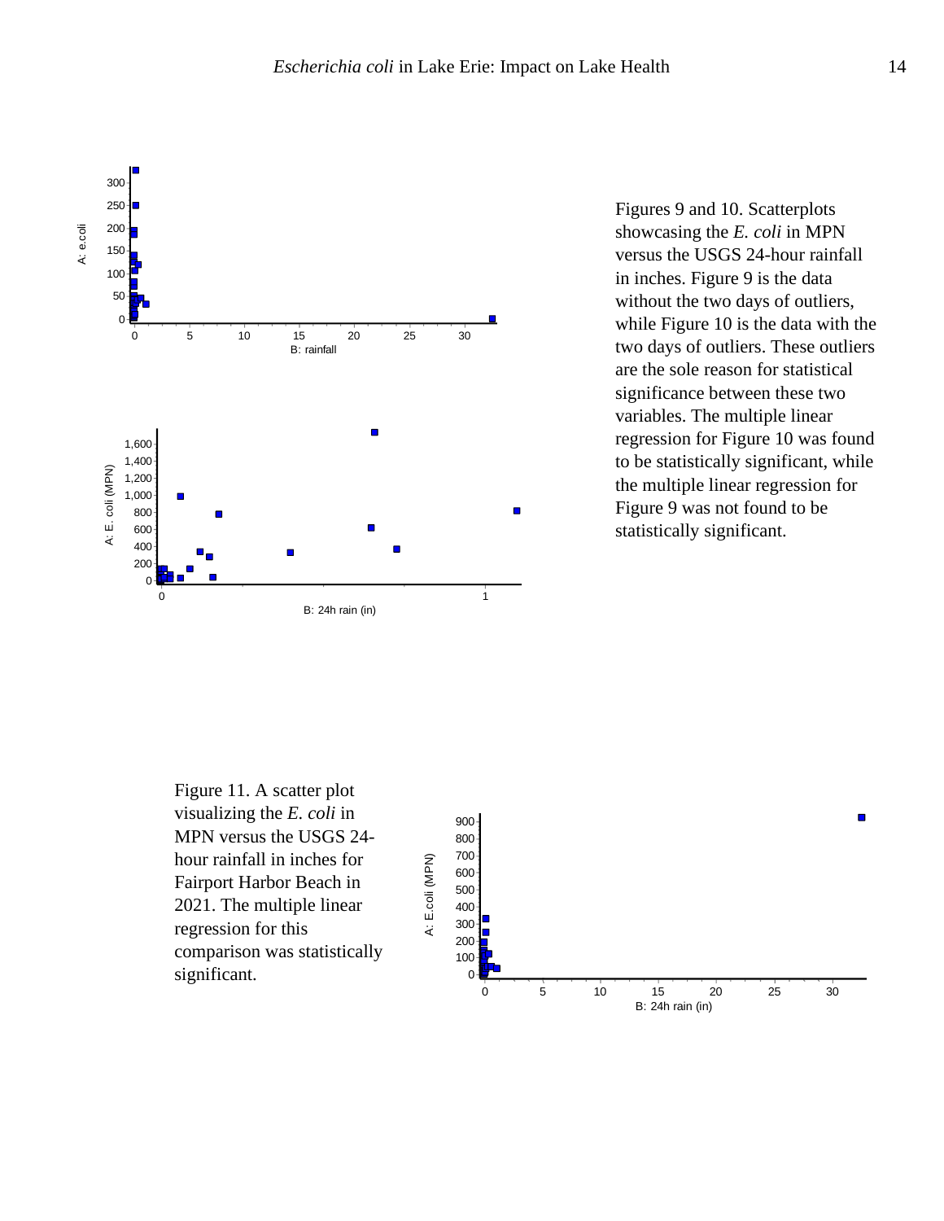Figures 9 and 10. Scatterplots showcasing the *E. coli* in MPN versus the USGS 24-hour rainfall in inches. Figure 9 is the data without the two days of outliers, while Figure 10 is the data with the two days of outliers. These outliers are the sole reason for statistical significance between these two variables. The multiple linear regression for Figure 10 was found to be statistically significant, while the multiple linear regression for Figure 9 was not found to be statistically significant.

Figure 11. A scatter plot visualizing the *E. coli* in MPN versus the USGS 24-hour rainfall in inches for Fairport Harbor Beach in 2021. The multiple linear regression for this comparison was statistically significant.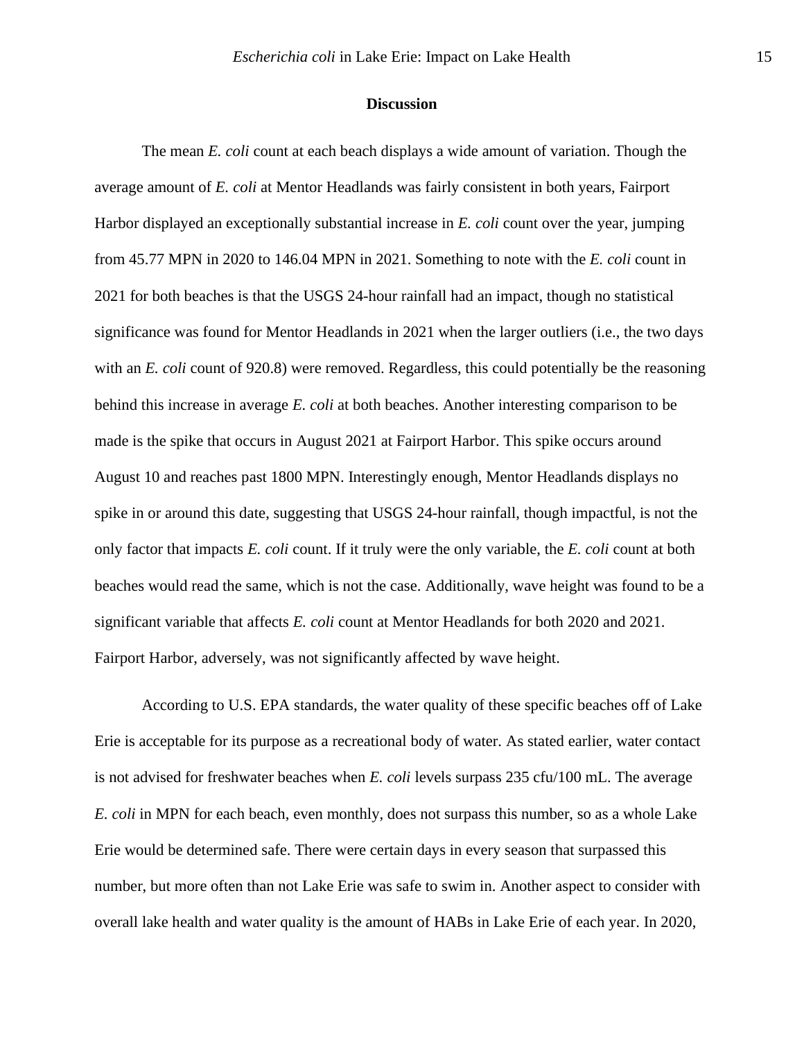**Discussion**

The mean *E. coli* count at each beach displays a wide amount of variation. Though the average amount of *E. coli* at Mentor Headlands was fairly consistent in both years, Fairport Harbor displayed an exceptionally substantial increase in *E. coli* count over the year, jumping from 45.77 MPN in 2020 to 146.04 MPN in 2021. Something to note with the *E. coli* count in 2021 for both beaches is that the USGS 24-hour rainfall had an impact, though no statistical significance was found for Mentor Headlands in 2021 when the larger outliers (i.e., the two days with an *E. coli* count of 920.8) were removed. Regardless, this could potentially be the reasoning behind this increase in average *E. coli* at both beaches. Another interesting comparison to be made is the spike that occurs in August 2021 at Fairport Harbor. This spike occurs around August 10 and reaches past 1800 MPN. Interestingly enough, Mentor Headlands displays no spike in or around this date, suggesting that USGS 24-hour rainfall, though impactful, is not the only factor that impacts *E. coli* count. If it truly were the only variable, the *E. coli* count at both beaches would read the same, which is not the case. Additionally, wave height was found to be a significant variable that affects *E. coli* count at Mentor Headlands for both 2020 and 2021. Fairport Harbor, adversely, was not significantly affected by wave height.

According to U.S. EPA standards, the water quality of these specific beaches off of Lake Erie is acceptable for its purpose as a recreational body of water. As stated earlier, water contact is not advised for freshwater beaches when *E. coli* levels surpass 235 cfu/100 mL. The average *E. coli* in MPN for each beach, even monthly, does not surpass this number, so as a whole Lake Erie would be determined safe. There were certain days in every season that surpassed this number, but more often than not Lake Erie was safe to swim in. Another aspect to consider with overall lake health and water quality is the amount of HABs in Lake Erie of each year. In 2020,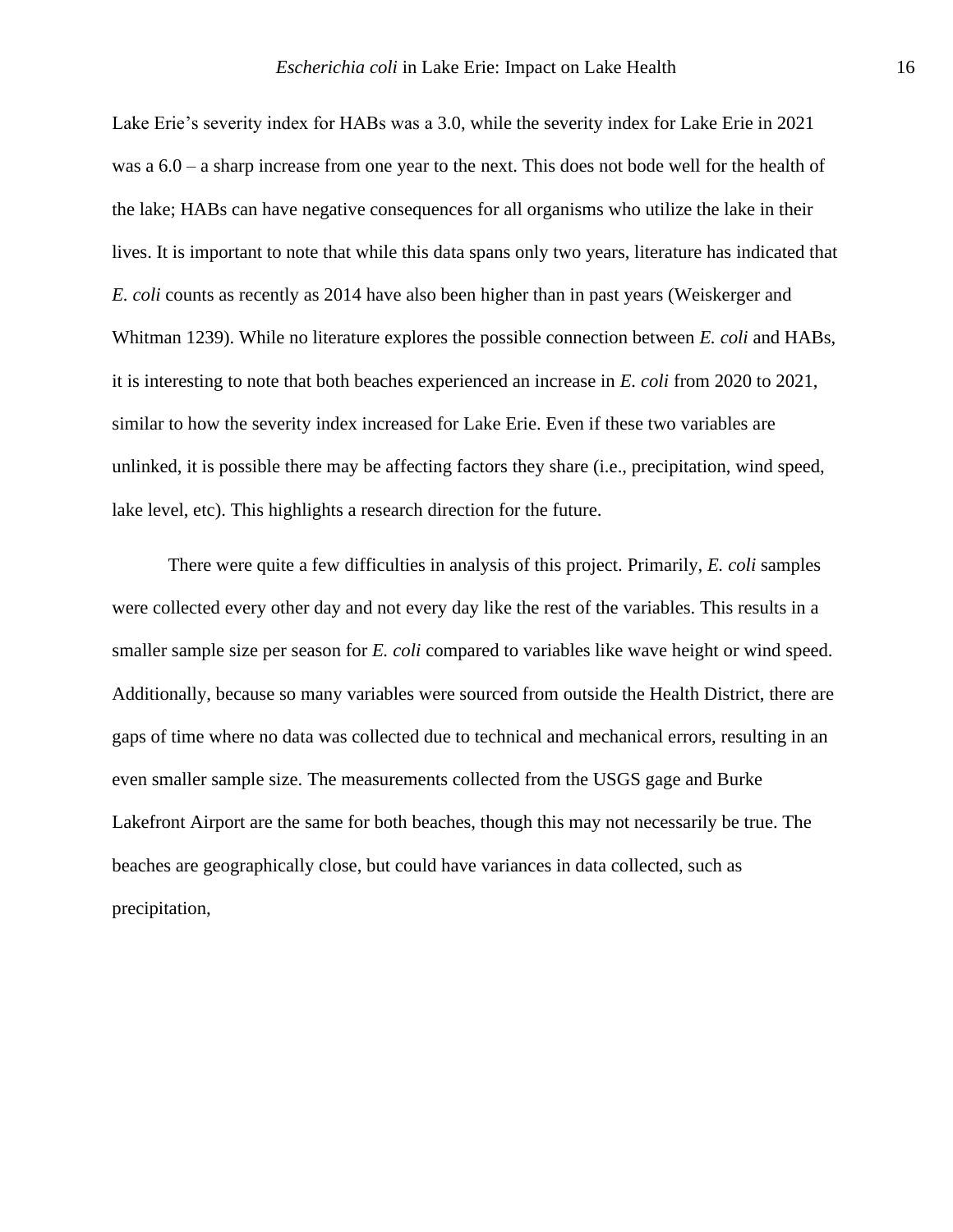Lake Erie's severity index for HABs was a 3.0, while the severity index for Lake Erie in 2021 was a 6.0 – a sharp increase from one year to the next. This does not bode well for the health of the lake; HABs can have negative consequences for all organisms who utilize the lake in their lives. It is important to note that while this data spans only two years, literature has indicated that *E. coli* counts as recently as 2014 have also been higher than in past years (Weiskerger and Whitman 1239). While no literature explores the possible connection between *E. coli* and HABs, it is interesting to note that both beaches experienced an increase in *E. coli* from 2020 to 2021, similar to how the severity index increased for Lake Erie. Even if these two variables are unlinked, it is possible there may be affecting factors they share (i.e., precipitation, wind speed, lake level, etc). This highlights a research direction for the future.

There were quite a few difficulties in analysis of this project. Primarily, *E. coli* samples were collected every other day and not every day like the rest of the variables. This results in a smaller sample size per season for *E. coli* compared to variables like wave height or wind speed. Additionally, because so many variables were sourced from outside the Health District, there are gaps of time where no data was collected due to technical and mechanical errors, resulting in an even smaller sample size. The measurements collected from the USGS gage and Burke Lakefront Airport are the same for both beaches, though this may not necessarily be true. The beaches are geographically close, but could have variances in data collected, such as precipitation,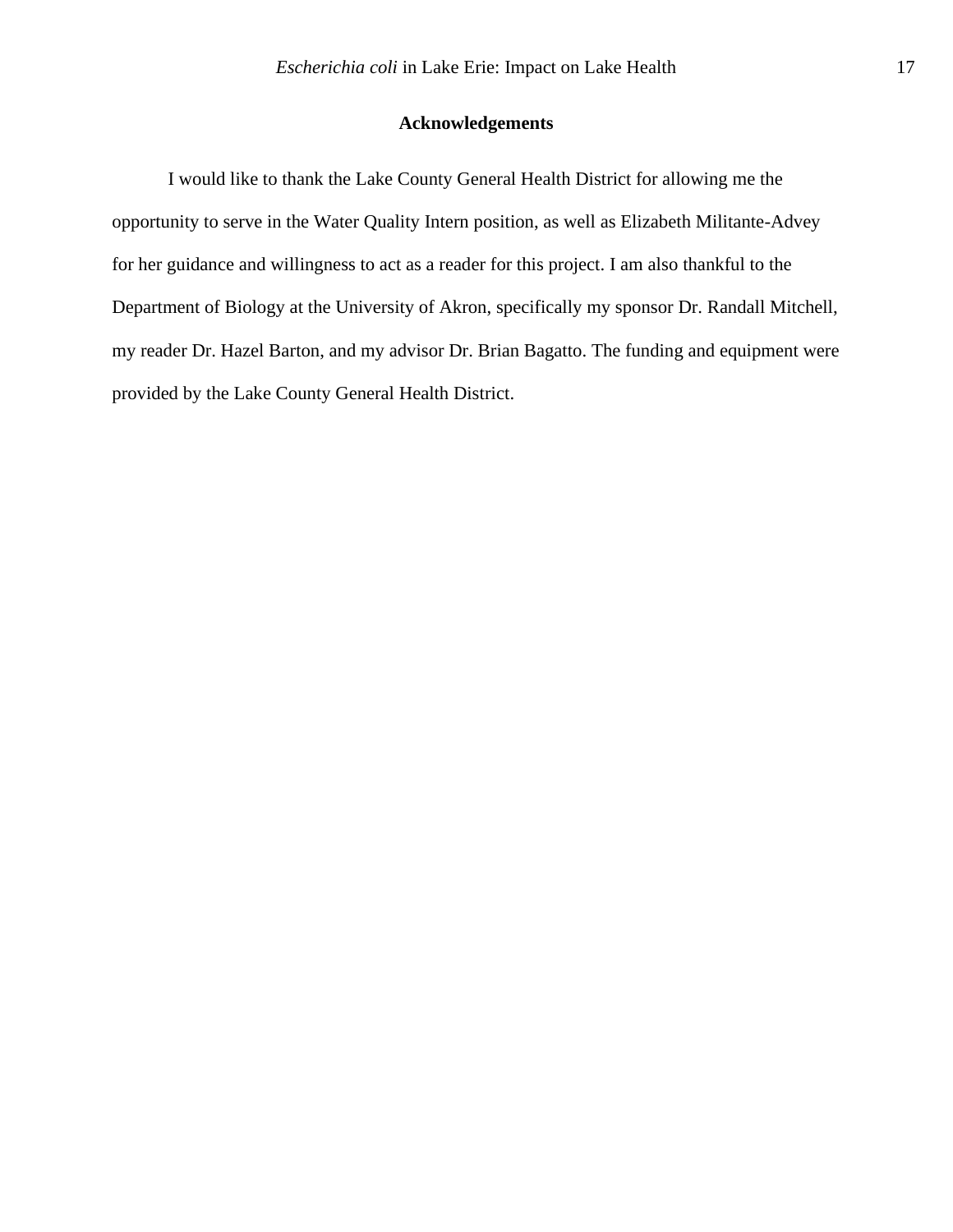## Acknowledgements

I would like to thank the Lake County General Health District for allowing me the opportunity to serve in the Water Quality Intern position, as well as Elizabeth Militante-Advey for her guidance and willingness to act as a reader for this project. I am also thankful to the Department of Biology at the University of Akron, specifically my sponsor Dr. Randall Mitchell, my reader Dr. Hazel Barton, and my advisor Dr. Brian Bagatto. The funding and equipment were provided by the Lake County General Health District.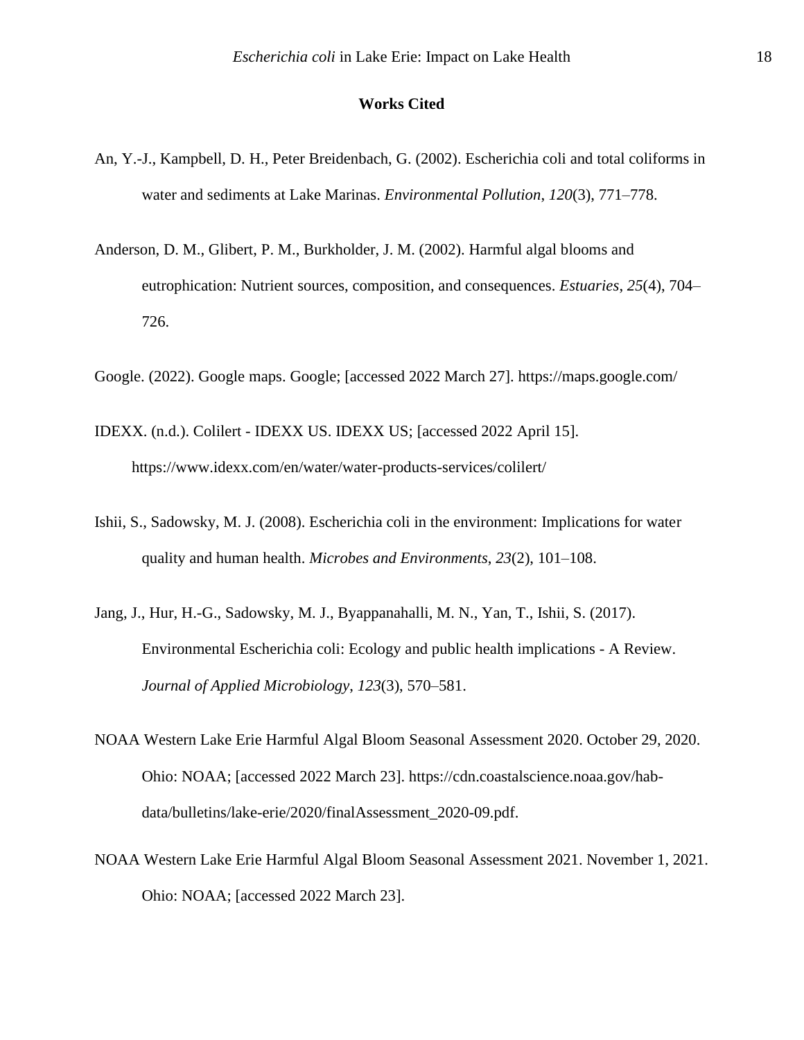**Works Cited**

An, Y.-J., Kampbell, D. H., Peter Breidenbach, G. (2002). Escherichia coli and total coliforms in water and sediments at Lake Marinas. *Environmental Pollution*, *120*(3), 771–778.

Anderson, D. M., Glibert, P. M., Burkholder, J. M. (2002). Harmful algal blooms and eutrophication: Nutrient sources, composition, and consequences. *Estuaries*, *25*(4), 704–726.

Google. (2022). Google maps. Google; [accessed 2022 March 27]. https://maps.google.com/

IDEXX. (n.d.). Colilert - IDEXX US. IDEXX US; [accessed 2022 April 15]. https://www.idexx.com/en/water/water-products-services/colilert/

Ishii, S., Sadowsky, M. J. (2008). Escherichia coli in the environment: Implications for water quality and human health. *Microbes and Environments*, *23*(2), 101–108.

Jang, J., Hur, H.-G., Sadowsky, M. J., Byappanahalli, M. N., Yan, T., Ishii, S. (2017). Environmental Escherichia coli: Ecology and public health implications - A Review. *Journal of Applied Microbiology*, *123*(3), 570–581.

NOAA Western Lake Erie Harmful Algal Bloom Seasonal Assessment 2020. October 29, 2020. Ohio: NOAA; [accessed 2022 March 23]. https://cdn.coastalscience.noaa.gov/hab-data/bulletins/lake-erie/2020/finalAssessment_2020-09.pdf.

NOAA Western Lake Erie Harmful Algal Bloom Seasonal Assessment 2021. November 1, 2021. Ohio: NOAA; [accessed 2022 March 23].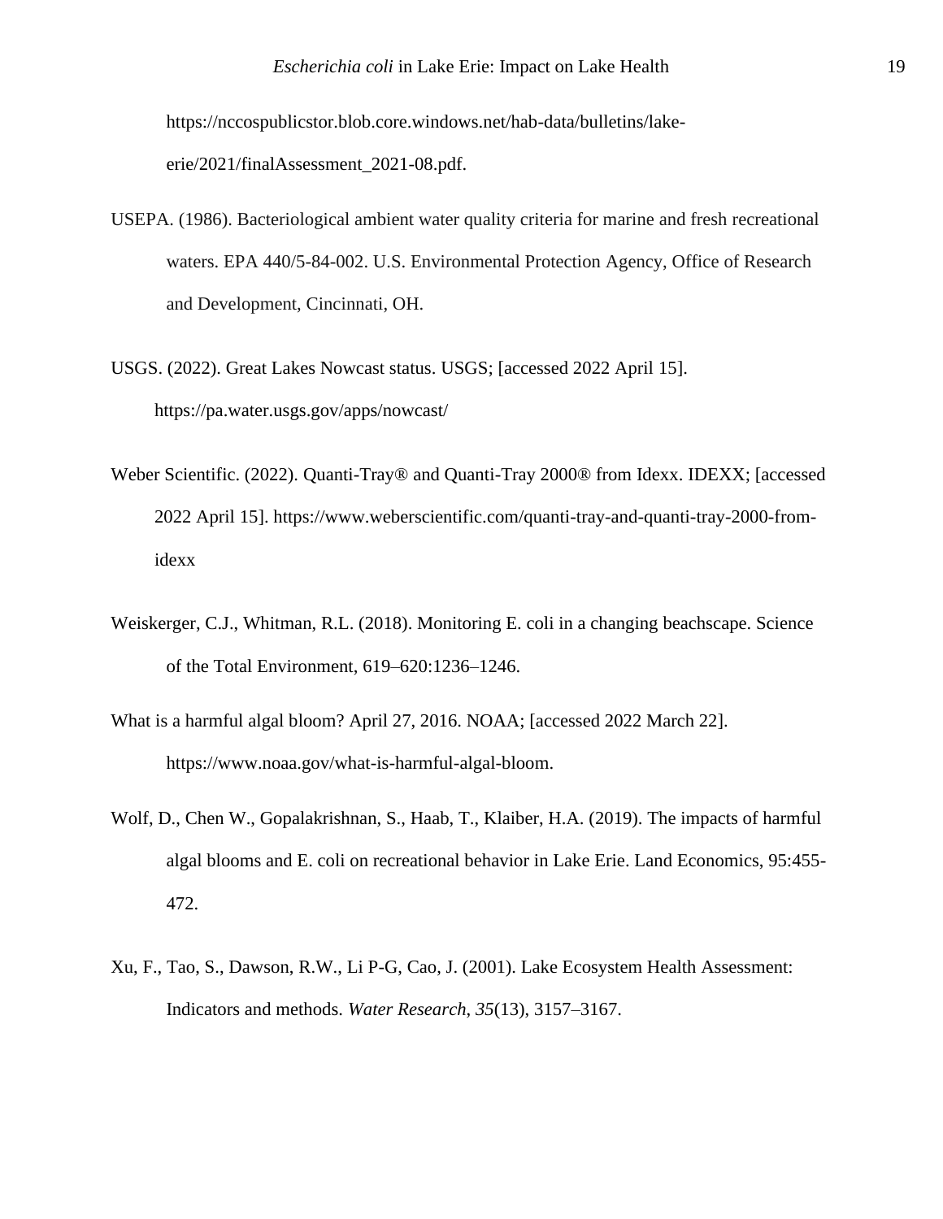https://nccospublicstor.blob.core.windows.net/hab-data/bulletins/lake-erie/2021/finalAssessment_2021-08.pdf.

USEPA. (1986). Bacteriological ambient water quality criteria for marine and fresh recreational waters. EPA 440/5-84-002. U.S. Environmental Protection Agency, Office of Research and Development, Cincinnati, OH.

USGS. (2022). Great Lakes Nowcast status. USGS; [accessed 2022 April 15]. https://pa.water.usgs.gov/apps/nowcast/

Weber Scientific. (2022). Quanti-Tray® and Quanti-Tray 2000® from Idexx. IDEXX; [accessed 2022 April 15]. https://www.weberscientific.com/quanti-tray-and-quanti-tray-2000-from-idexx

Weiskerger, C.J., Whitman, R.L. (2018). Monitoring E. coli in a changing beachscape. Science of the Total Environment, 619–620:1236–1246.

What is a harmful algal bloom? April 27, 2016. NOAA; [accessed 2022 March 22]. https://www.noaa.gov/what-is-harmful-algal-bloom.

Wolf, D., Chen W., Gopalakrishnan, S., Haab, T., Klaiber, H.A. (2019). The impacts of harmful algal blooms and E. coli on recreational behavior in Lake Erie. Land Economics, 95:455-472.

Xu, F., Tao, S., Dawson, R.W., Li P-G, Cao, J. (2001). Lake Ecosystem Health Assessment: Indicators and methods. *Water Research*, *35*(13), 3157–3167.